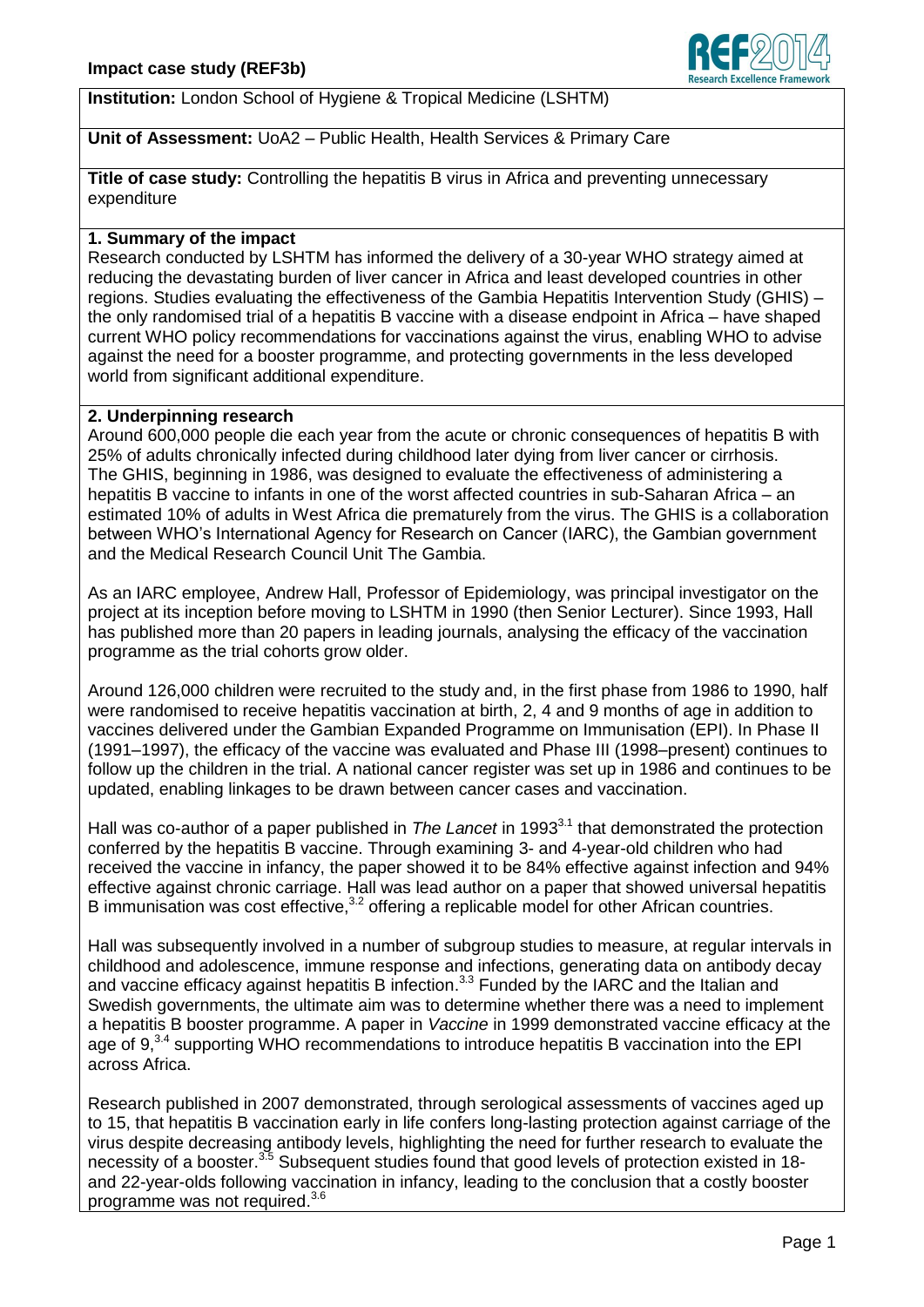**Impact case study (REF3b)**

**Institution:** London School of Hygiene & Tropical Medicine (LSHTM)

**Unit of Assessment:** UoA2 – Public Health, Health Services & Primary Care

**Title of case study:** Controlling the hepatitis B virus in Africa and preventing unnecessary expenditure

## 1. Summary of the impact

Research conducted by LSHTM has informed the delivery of a 30-year WHO strategy aimed at reducing the devastating burden of liver cancer in Africa and least developed countries in other regions. Studies evaluating the effectiveness of the Gambia Hepatitis Intervention Study (GHIS) – the only randomised trial of a hepatitis B vaccine with a disease endpoint in Africa – have shaped current WHO policy recommendations for vaccinations against the virus, enabling WHO to advise against the need for a booster programme, and protecting governments in the less developed world from significant additional expenditure.

## 2. Underpinning research

Around 600,000 people die each year from the acute or chronic consequences of hepatitis B with 25% of adults chronically infected during childhood later dying from liver cancer or cirrhosis. The GHIS, beginning in 1986, was designed to evaluate the effectiveness of administering a hepatitis B vaccine to infants in one of the worst affected countries in sub-Saharan Africa – an estimated 10% of adults in West Africa die prematurely from the virus. The GHIS is a collaboration between WHO's International Agency for Research on Cancer (IARC), the Gambian government and the Medical Research Council Unit The Gambia.

As an IARC employee, Andrew Hall, Professor of Epidemiology, was principal investigator on the project at its inception before moving to LSHTM in 1990 (then Senior Lecturer). Since 1993, Hall has published more than 20 papers in leading journals, analysing the efficacy of the vaccination programme as the trial cohorts grow older.

Around 126,000 children were recruited to the study and, in the first phase from 1986 to 1990, half were randomised to receive hepatitis vaccination at birth, 2, 4 and 9 months of age in addition to vaccines delivered under the Gambian Expanded Programme on Immunisation (EPI). In Phase II (1991–1997), the efficacy of the vaccine was evaluated and Phase III (1998–present) continues to follow up the children in the trial. A national cancer register was set up in 1986 and continues to be updated, enabling linkages to be drawn between cancer cases and vaccination.

Hall was co-author of a paper published in *The Lancet* in 1993[3.1] that demonstrated the protection conferred by the hepatitis B vaccine. Through examining 3- and 4-year-old children who had received the vaccine in infancy, the paper showed it to be 84% effective against infection and 94% effective against chronic carriage. Hall was lead author on a paper that showed universal hepatitis B immunisation was cost effective,[3.2] offering a replicable model for other African countries.

Hall was subsequently involved in a number of subgroup studies to measure, at regular intervals in childhood and adolescence, immune response and infections, generating data on antibody decay and vaccine efficacy against hepatitis B infection.[3.3] Funded by the IARC and the Italian and Swedish governments, the ultimate aim was to determine whether there was a need to implement a hepatitis B booster programme. A paper in *Vaccine* in 1999 demonstrated vaccine efficacy at the age of 9,[3.4] supporting WHO recommendations to introduce hepatitis B vaccination into the EPI across Africa.

Research published in 2007 demonstrated, through serological assessments of vaccines aged up to 15, that hepatitis B vaccination early in life confers long-lasting protection against carriage of the virus despite decreasing antibody levels, highlighting the need for further research to evaluate the necessity of a booster.[3.5] Subsequent studies found that good levels of protection existed in 18- and 22-year-olds following vaccination in infancy, leading to the conclusion that a costly booster programme was not required.[3.6]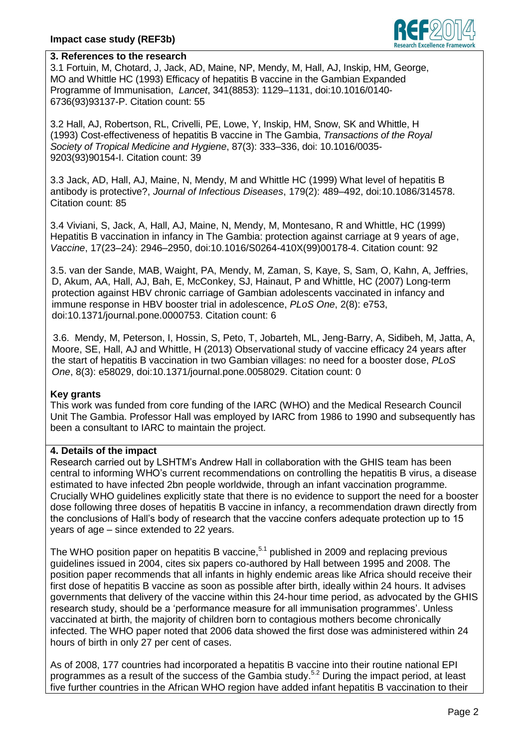## 3. References to the research

3.1 Fortuin, M, Chotard, J, Jack, AD, Maine, NP, Mendy, M, Hall, AJ, Inskip, HM, George, MO and Whittle HC (1993) Efficacy of hepatitis B vaccine in the Gambian Expanded Programme of Immunisation, *Lancet*, 341(8853): 1129–1131, doi:10.1016/0140-6736(93)93137-P. Citation count: 55

3.2 Hall, AJ, Robertson, RL, Crivelli, PE, Lowe, Y, Inskip, HM, Snow, SK and Whittle, H (1993) Cost-effectiveness of hepatitis B vaccine in The Gambia, *Transactions of the Royal Society of Tropical Medicine and Hygiene*, 87(3): 333–336, doi: 10.1016/0035-9203(93)90154-I. Citation count: 39

3.3 Jack, AD, Hall, AJ, Maine, N, Mendy, M and Whittle HC (1999) What level of hepatitis B antibody is protective?, *Journal of Infectious Diseases*, 179(2): 489–492, doi:10.1086/314578. Citation count: 85

3.4 Viviani, S, Jack, A, Hall, AJ, Maine, N, Mendy, M, Montesano, R and Whittle, HC (1999) Hepatitis B vaccination in infancy in The Gambia: protection against carriage at 9 years of age, *Vaccine*, 17(23–24): 2946–2950, doi:10.1016/S0264-410X(99)00178-4. Citation count: 92

3.5. van der Sande, MAB, Waight, PA, Mendy, M, Zaman, S, Kaye, S, Sam, O, Kahn, A, Jeffries, D, Akum, AA, Hall, AJ, Bah, E, McConkey, SJ, Hainaut, P and Whittle, HC (2007) Long-term protection against HBV chronic carriage of Gambian adolescents vaccinated in infancy and immune response in HBV booster trial in adolescence, *PLoS One*, 2(8): e753, doi:10.1371/journal.pone.0000753. Citation count: 6

3.6. Mendy, M, Peterson, I, Hossin, S, Peto, T, Jobarteh, ML, Jeng-Barry, A, Sidibeh, M, Jatta, A, Moore, SE, Hall, AJ and Whittle, H (2013) Observational study of vaccine efficacy 24 years after the start of hepatitis B vaccination in two Gambian villages: no need for a booster dose, *PLoS One*, 8(3): e58029, doi:10.1371/journal.pone.0058029. Citation count: 0

**Key grants**

This work was funded from core funding of the IARC (WHO) and the Medical Research Council Unit The Gambia. Professor Hall was employed by IARC from 1986 to 1990 and subsequently has been a consultant to IARC to maintain the project.

## 4. Details of the impact

Research carried out by LSHTM's Andrew Hall in collaboration with the GHIS team has been central to informing WHO's current recommendations on controlling the hepatitis B virus, a disease estimated to have infected 2bn people worldwide, through an infant vaccination programme. Crucially WHO guidelines explicitly state that there is no evidence to support the need for a booster dose following three doses of hepatitis B vaccine in infancy, a recommendation drawn directly from the conclusions of Hall's body of research that the vaccine confers adequate protection up to 15 years of age – since extended to 22 years.

The WHO position paper on hepatitis B vaccine,[5.1] published in 2009 and replacing previous guidelines issued in 2004, cites six papers co-authored by Hall between 1995 and 2008. The position paper recommends that all infants in highly endemic areas like Africa should receive their first dose of hepatitis B vaccine as soon as possible after birth, ideally within 24 hours. It advises governments that delivery of the vaccine within this 24-hour time period, as advocated by the GHIS research study, should be a 'performance measure for all immunisation programmes'. Unless vaccinated at birth, the majority of children born to contagious mothers become chronically infected. The WHO paper noted that 2006 data showed the first dose was administered within 24 hours of birth in only 27 per cent of cases.

As of 2008, 177 countries had incorporated a hepatitis B vaccine into their routine national EPI programmes as a result of the success of the Gambia study.[5.2] During the impact period, at least five further countries in the African WHO region have added infant hepatitis B vaccination to their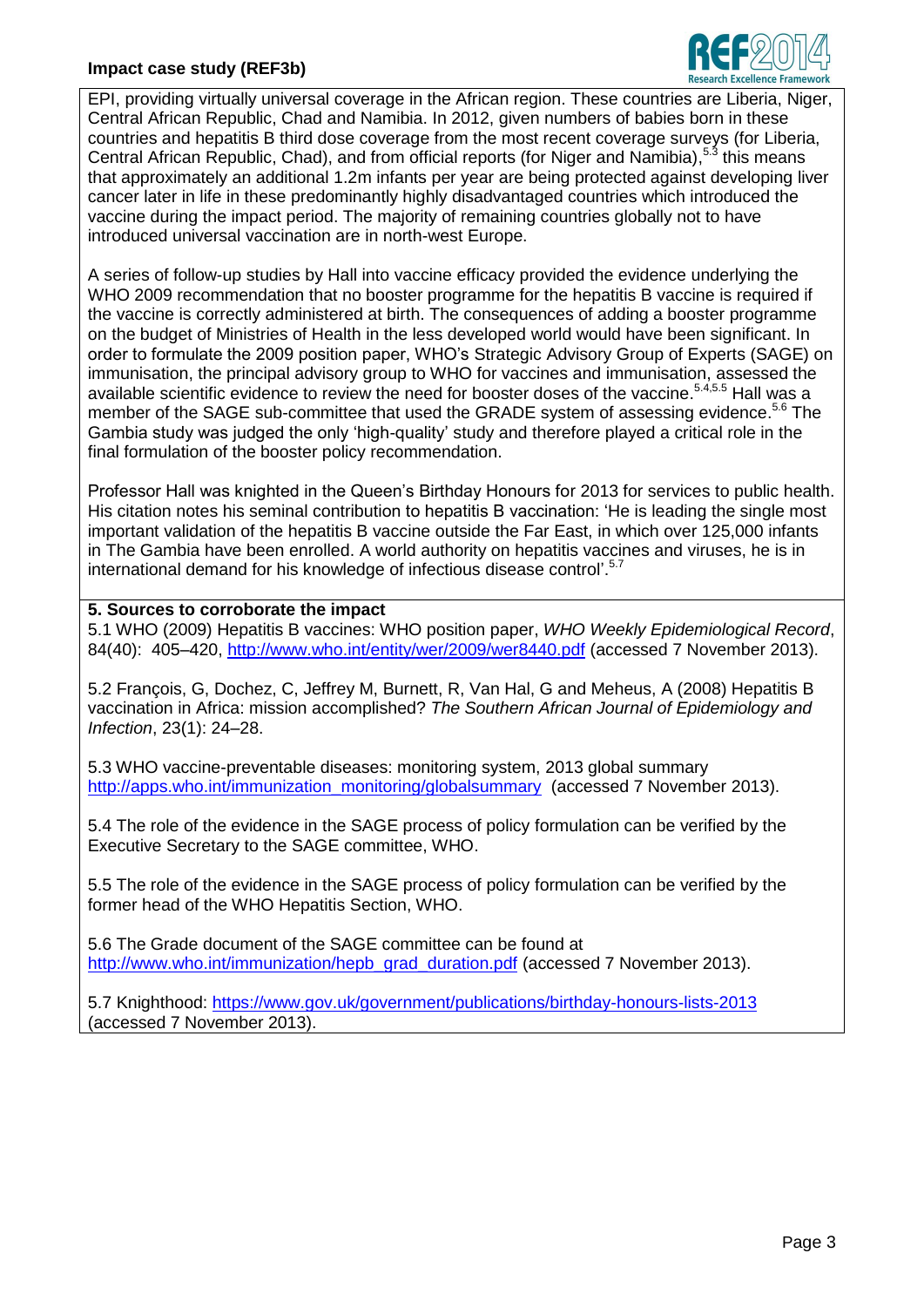EPI, providing virtually universal coverage in the African region. These countries are Liberia, Niger, Central African Republic, Chad and Namibia. In 2012, given numbers of babies born in these countries and hepatitis B third dose coverage from the most recent coverage surveys (for Liberia, Central African Republic, Chad), and from official reports (for Niger and Namibia),[5.3] this means that approximately an additional 1.2m infants per year are being protected against developing liver cancer later in life in these predominantly highly disadvantaged countries which introduced the vaccine during the impact period. The majority of remaining countries globally not to have introduced universal vaccination are in north-west Europe.

A series of follow-up studies by Hall into vaccine efficacy provided the evidence underlying the WHO 2009 recommendation that no booster programme for the hepatitis B vaccine is required if the vaccine is correctly administered at birth. The consequences of adding a booster programme on the budget of Ministries of Health in the less developed world would have been significant. In order to formulate the 2009 position paper, WHO's Strategic Advisory Group of Experts (SAGE) on immunisation, the principal advisory group to WHO for vaccines and immunisation, assessed the available scientific evidence to review the need for booster doses of the vaccine.[5.4,5.5] Hall was a member of the SAGE sub-committee that used the GRADE system of assessing evidence.[5.6] The Gambia study was judged the only 'high-quality' study and therefore played a critical role in the final formulation of the booster policy recommendation.

Professor Hall was knighted in the Queen's Birthday Honours for 2013 for services to public health. His citation notes his seminal contribution to hepatitis B vaccination: 'He is leading the single most important validation of the hepatitis B vaccine outside the Far East, in which over 125,000 infants in The Gambia have been enrolled. A world authority on hepatitis vaccines and viruses, he is in international demand for his knowledge of infectious disease control'.[5.7]

**5. Sources to corroborate the impact**

5.1 WHO (2009) Hepatitis B vaccines: WHO position paper, *WHO Weekly Epidemiological Record*, 84(40): 405–420, http://www.who.int/entity/wer/2009/wer8440.pdf (accessed 7 November 2013).

5.2 François, G, Dochez, C, Jeffrey M, Burnett, R, Van Hal, G and Meheus, A (2008) Hepatitis B vaccination in Africa: mission accomplished? *The Southern African Journal of Epidemiology and Infection*, 23(1): 24–28.

5.3 WHO vaccine-preventable diseases: monitoring system, 2013 global summary http://apps.who.int/immunization_monitoring/globalsummary (accessed 7 November 2013).

5.4 The role of the evidence in the SAGE process of policy formulation can be verified by the Executive Secretary to the SAGE committee, WHO.

5.5 The role of the evidence in the SAGE process of policy formulation can be verified by the former head of the WHO Hepatitis Section, WHO.

5.6 The Grade document of the SAGE committee can be found at http://www.who.int/immunization/hepb_grad_duration.pdf (accessed 7 November 2013).

5.7 Knighthood: https://www.gov.uk/government/publications/birthday-honours-lists-2013 (accessed 7 November 2013).